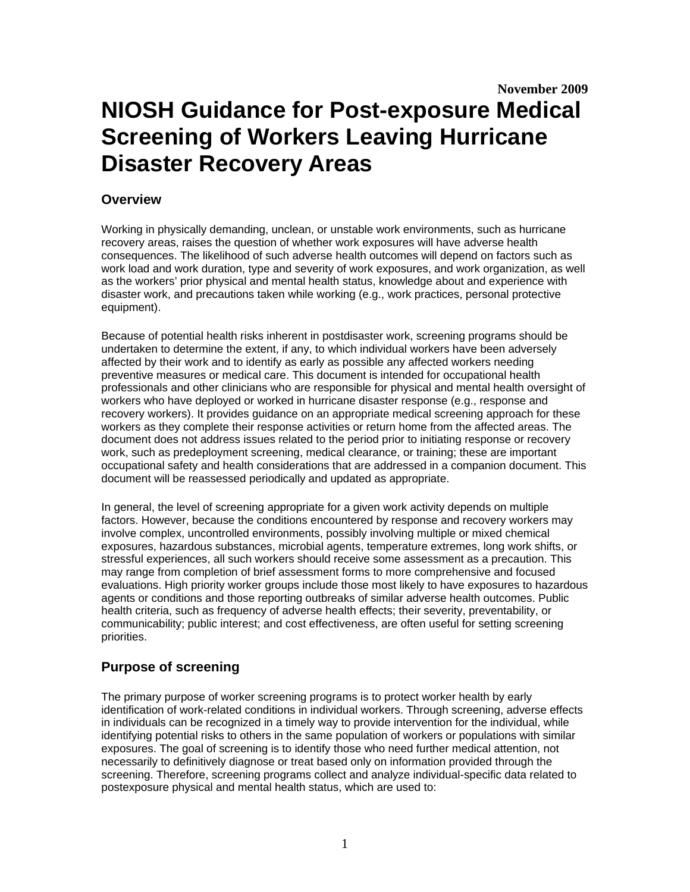**November 2009**

# NIOSH Guidance for Post-exposure Medical Screening of Workers Leaving Hurricane Disaster Recovery Areas

## Overview

Working in physically demanding, unclean, or unstable work environments, such as hurricane recovery areas, raises the question of whether work exposures will have adverse health consequences. The likelihood of such adverse health outcomes will depend on factors such as work load and work duration, type and severity of work exposures, and work organization, as well as the workers' prior physical and mental health status, knowledge about and experience with disaster work, and precautions taken while working (e.g., work practices, personal protective equipment).

Because of potential health risks inherent in postdisaster work, screening programs should be undertaken to determine the extent, if any, to which individual workers have been adversely affected by their work and to identify as early as possible any affected workers needing preventive measures or medical care. This document is intended for occupational health professionals and other clinicians who are responsible for physical and mental health oversight of workers who have deployed or worked in hurricane disaster response (e.g., response and recovery workers). It provides guidance on an appropriate medical screening approach for these workers as they complete their response activities or return home from the affected areas. The document does not address issues related to the period prior to initiating response or recovery work, such as predeployment screening, medical clearance, or training; these are important occupational safety and health considerations that are addressed in a companion document. This document will be reassessed periodically and updated as appropriate.

In general, the level of screening appropriate for a given work activity depends on multiple factors. However, because the conditions encountered by response and recovery workers may involve complex, uncontrolled environments, possibly involving multiple or mixed chemical exposures, hazardous substances, microbial agents, temperature extremes, long work shifts, or stressful experiences, all such workers should receive some assessment as a precaution. This may range from completion of brief assessment forms to more comprehensive and focused evaluations. High priority worker groups include those most likely to have exposures to hazardous agents or conditions and those reporting outbreaks of similar adverse health outcomes. Public health criteria, such as frequency of adverse health effects; their severity, preventability, or communicability; public interest; and cost effectiveness, are often useful for setting screening priorities.

## Purpose of screening

The primary purpose of worker screening programs is to protect worker health by early identification of work-related conditions in individual workers. Through screening, adverse effects in individuals can be recognized in a timely way to provide intervention for the individual, while identifying potential risks to others in the same population of workers or populations with similar exposures. The goal of screening is to identify those who need further medical attention, not necessarily to definitively diagnose or treat based only on information provided through the screening. Therefore, screening programs collect and analyze individual-specific data related to postexposure physical and mental health status, which are used to: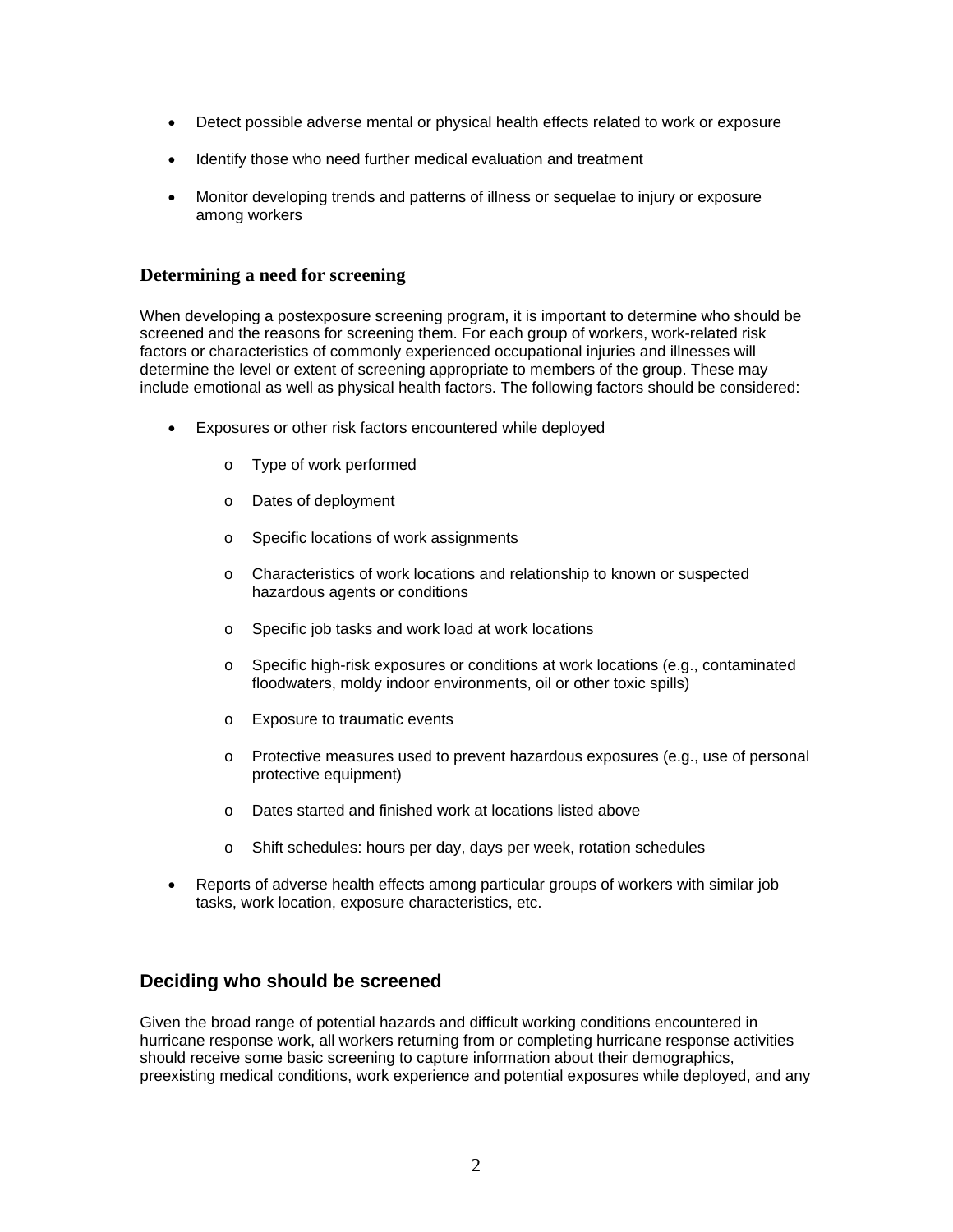- Detect possible adverse mental or physical health effects related to work or exposure
- Identify those who need further medical evaluation and treatment
- Monitor developing trends and patterns of illness or sequelae to injury or exposure among workers

### Determining a need for screening

When developing a postexposure screening program, it is important to determine who should be screened and the reasons for screening them. For each group of workers, work-related risk factors or characteristics of commonly experienced occupational injuries and illnesses will determine the level or extent of screening appropriate to members of the group. These may include emotional as well as physical health factors. The following factors should be considered:

- Exposures or other risk factors encountered while deployed
    - Type of work performed
    - Dates of deployment
    - Specific locations of work assignments
    - Characteristics of work locations and relationship to known or suspected hazardous agents or conditions
    - Specific job tasks and work load at work locations
    - Specific high-risk exposures or conditions at work locations (e.g., contaminated floodwaters, moldy indoor environments, oil or other toxic spills)
    - Exposure to traumatic events
    - Protective measures used to prevent hazardous exposures (e.g., use of personal protective equipment)
    - Dates started and finished work at locations listed above
    - Shift schedules: hours per day, days per week, rotation schedules
- Reports of adverse health effects among particular groups of workers with similar job tasks, work location, exposure characteristics, etc.

### Deciding who should be screened

Given the broad range of potential hazards and difficult working conditions encountered in hurricane response work, all workers returning from or completing hurricane response activities should receive some basic screening to capture information about their demographics, preexisting medical conditions, work experience and potential exposures while deployed, and any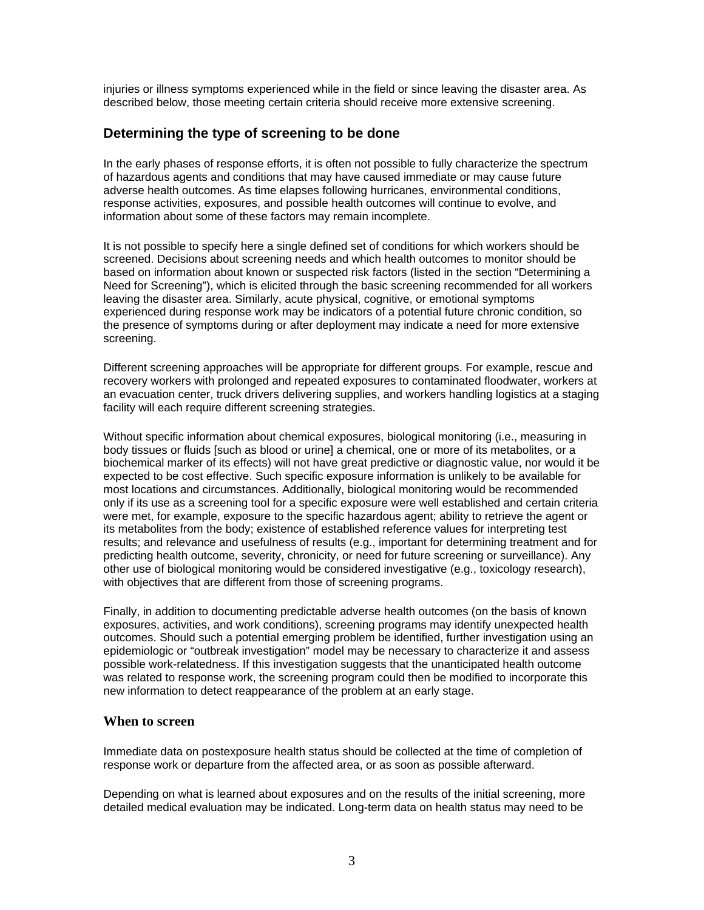injuries or illness symptoms experienced while in the field or since leaving the disaster area. As described below, those meeting certain criteria should receive more extensive screening.

## Determining the type of screening to be done

In the early phases of response efforts, it is often not possible to fully characterize the spectrum of hazardous agents and conditions that may have caused immediate or may cause future adverse health outcomes. As time elapses following hurricanes, environmental conditions, response activities, exposures, and possible health outcomes will continue to evolve, and information about some of these factors may remain incomplete.

It is not possible to specify here a single defined set of conditions for which workers should be screened. Decisions about screening needs and which health outcomes to monitor should be based on information about known or suspected risk factors (listed in the section "Determining a Need for Screening"), which is elicited through the basic screening recommended for all workers leaving the disaster area. Similarly, acute physical, cognitive, or emotional symptoms experienced during response work may be indicators of a potential future chronic condition, so the presence of symptoms during or after deployment may indicate a need for more extensive screening.

Different screening approaches will be appropriate for different groups. For example, rescue and recovery workers with prolonged and repeated exposures to contaminated floodwater, workers at an evacuation center, truck drivers delivering supplies, and workers handling logistics at a staging facility will each require different screening strategies.

Without specific information about chemical exposures, biological monitoring (i.e., measuring in body tissues or fluids [such as blood or urine] a chemical, one or more of its metabolites, or a biochemical marker of its effects) will not have great predictive or diagnostic value, nor would it be expected to be cost effective. Such specific exposure information is unlikely to be available for most locations and circumstances. Additionally, biological monitoring would be recommended only if its use as a screening tool for a specific exposure were well established and certain criteria were met, for example, exposure to the specific hazardous agent; ability to retrieve the agent or its metabolites from the body; existence of established reference values for interpreting test results; and relevance and usefulness of results (e.g., important for determining treatment and for predicting health outcome, severity, chronicity, or need for future screening or surveillance). Any other use of biological monitoring would be considered investigative (e.g., toxicology research), with objectives that are different from those of screening programs.

Finally, in addition to documenting predictable adverse health outcomes (on the basis of known exposures, activities, and work conditions), screening programs may identify unexpected health outcomes. Should such a potential emerging problem be identified, further investigation using an epidemiologic or "outbreak investigation" model may be necessary to characterize it and assess possible work-relatedness. If this investigation suggests that the unanticipated health outcome was related to response work, the screening program could then be modified to incorporate this new information to detect reappearance of the problem at an early stage.

### When to screen

Immediate data on postexposure health status should be collected at the time of completion of response work or departure from the affected area, or as soon as possible afterward.

Depending on what is learned about exposures and on the results of the initial screening, more detailed medical evaluation may be indicated. Long-term data on health status may need to be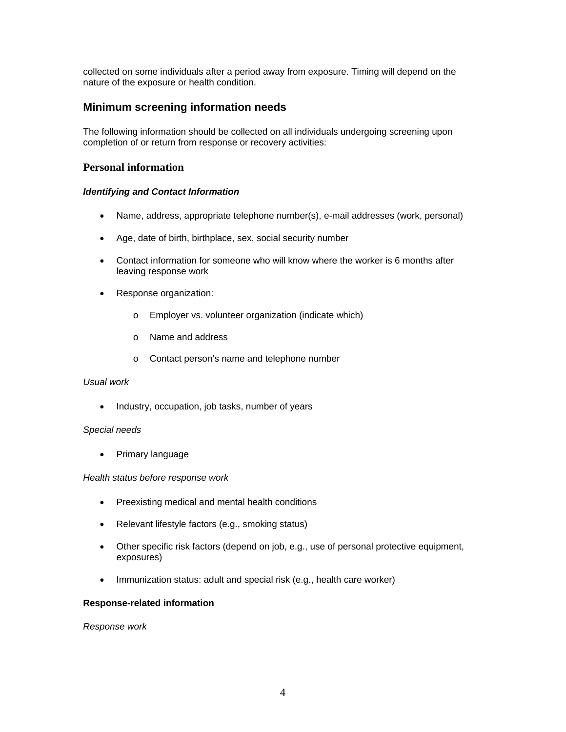collected on some individuals after a period away from exposure. Timing will depend on the nature of the exposure or health condition.

## Minimum screening information needs

The following information should be collected on all individuals undergoing screening upon completion of or return from response or recovery activities:

### Personal information

***Identifying and Contact Information***

- Name, address, appropriate telephone number(s), e-mail addresses (work, personal)
- Age, date of birth, birthplace, sex, social security number
- Contact information for someone who will know where the worker is 6 months after leaving response work
- Response organization:
    - Employer vs. volunteer organization (indicate which)
    - Name and address
    - Contact person's name and telephone number

*Usual work*

- Industry, occupation, job tasks, number of years

*Special needs*

- Primary language

*Health status before response work*

- Preexisting medical and mental health conditions
- Relevant lifestyle factors (e.g., smoking status)
- Other specific risk factors (depend on job, e.g., use of personal protective equipment, exposures)
- Immunization status: adult and special risk (e.g., health care worker)

**Response-related information**

*Response work*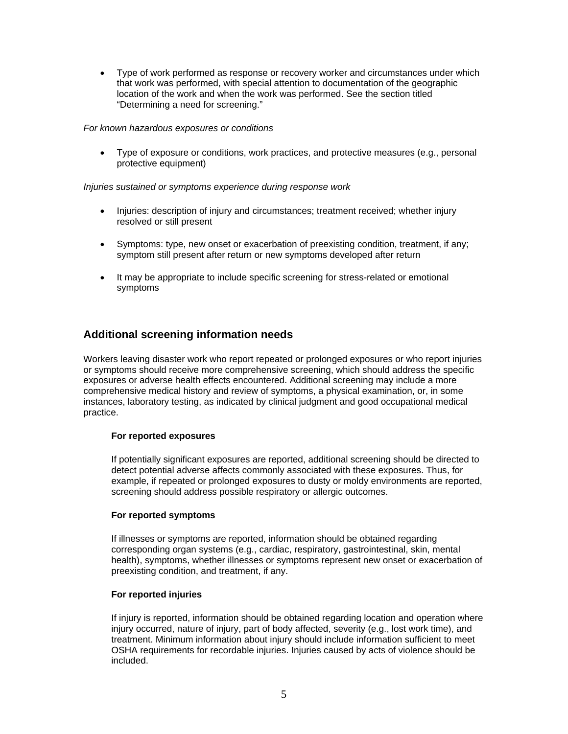- Type of work performed as response or recovery worker and circumstances under which that work was performed, with special attention to documentation of the geographic location of the work and when the work was performed. See the section titled "Determining a need for screening."

*For known hazardous exposures or conditions*

- Type of exposure or conditions, work practices, and protective measures (e.g., personal protective equipment)

*Injuries sustained or symptoms experience during response work*

- Injuries: description of injury and circumstances; treatment received; whether injury resolved or still present

- Symptoms: type, new onset or exacerbation of preexisting condition, treatment, if any; symptom still present after return or new symptoms developed after return

- It may be appropriate to include specific screening for stress-related or emotional symptoms

## Additional screening information needs

Workers leaving disaster work who report repeated or prolonged exposures or who report injuries or symptoms should receive more comprehensive screening, which should address the specific exposures or adverse health effects encountered. Additional screening may include a more comprehensive medical history and review of symptoms, a physical examination, or, in some instances, laboratory testing, as indicated by clinical judgment and good occupational medical practice.

**For reported exposures**

If potentially significant exposures are reported, additional screening should be directed to detect potential adverse affects commonly associated with these exposures. Thus, for example, if repeated or prolonged exposures to dusty or moldy environments are reported, screening should address possible respiratory or allergic outcomes.

**For reported symptoms**

If illnesses or symptoms are reported, information should be obtained regarding corresponding organ systems (e.g., cardiac, respiratory, gastrointestinal, skin, mental health), symptoms, whether illnesses or symptoms represent new onset or exacerbation of preexisting condition, and treatment, if any.

**For reported injuries**

If injury is reported, information should be obtained regarding location and operation where injury occurred, nature of injury, part of body affected, severity (e.g., lost work time), and treatment. Minimum information about injury should include information sufficient to meet OSHA requirements for recordable injuries. Injuries caused by acts of violence should be included.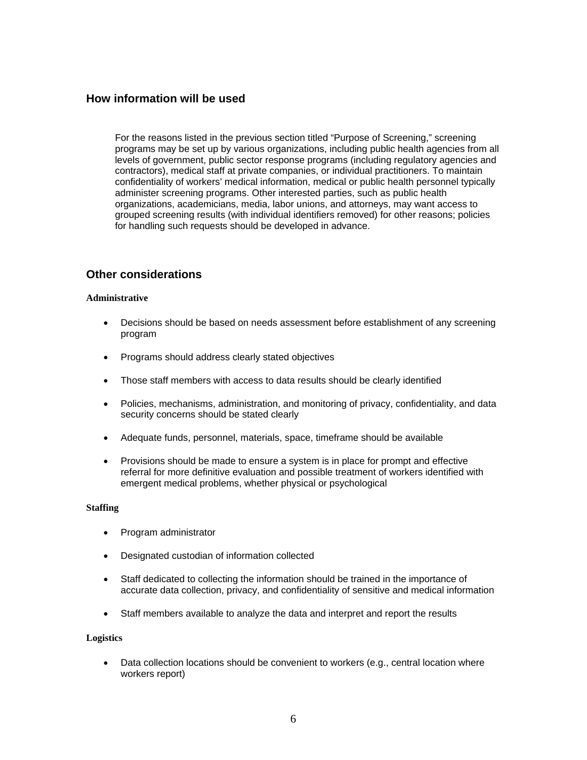## How information will be used

For the reasons listed in the previous section titled "Purpose of Screening," screening programs may be set up by various organizations, including public health agencies from all levels of government, public sector response programs (including regulatory agencies and contractors), medical staff at private companies, or individual practitioners. To maintain confidentiality of workers' medical information, medical or public health personnel typically administer screening programs. Other interested parties, such as public health organizations, academicians, media, labor unions, and attorneys, may want access to grouped screening results (with individual identifiers removed) for other reasons; policies for handling such requests should be developed in advance.

## Other considerations

### Administrative

- Decisions should be based on needs assessment before establishment of any screening program
- Programs should address clearly stated objectives
- Those staff members with access to data results should be clearly identified
- Policies, mechanisms, administration, and monitoring of privacy, confidentiality, and data security concerns should be stated clearly
- Adequate funds, personnel, materials, space, timeframe should be available
- Provisions should be made to ensure a system is in place for prompt and effective referral for more definitive evaluation and possible treatment of workers identified with emergent medical problems, whether physical or psychological

### Staffing

- Program administrator
- Designated custodian of information collected
- Staff dedicated to collecting the information should be trained in the importance of accurate data collection, privacy, and confidentiality of sensitive and medical information
- Staff members available to analyze the data and interpret and report the results

### Logistics

- Data collection locations should be convenient to workers (e.g., central location where workers report)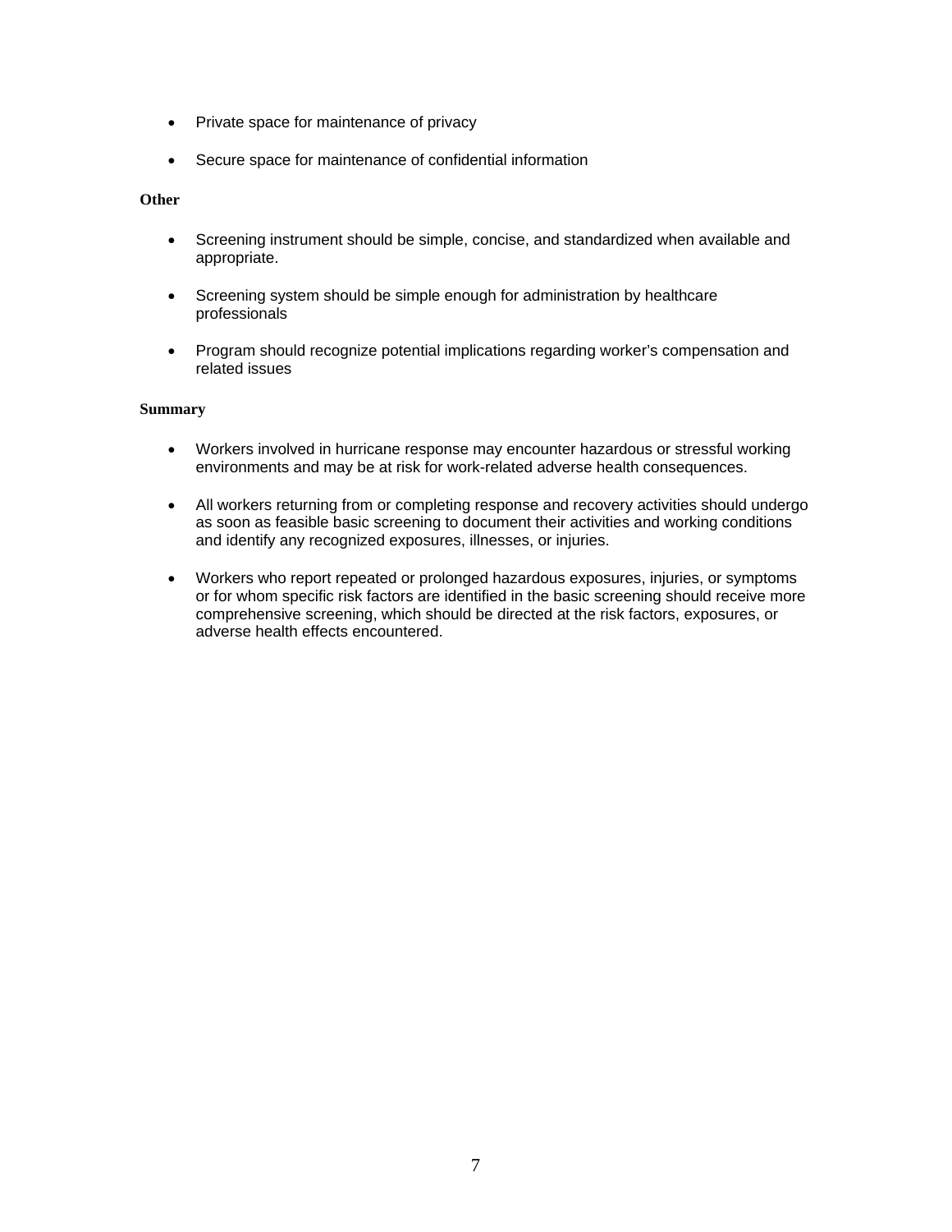- Private space for maintenance of privacy
- Secure space for maintenance of confidential information

**Other**

- Screening instrument should be simple, concise, and standardized when available and appropriate.
- Screening system should be simple enough for administration by healthcare professionals
- Program should recognize potential implications regarding worker's compensation and related issues

**Summary**

- Workers involved in hurricane response may encounter hazardous or stressful working environments and may be at risk for work-related adverse health consequences.
- All workers returning from or completing response and recovery activities should undergo as soon as feasible basic screening to document their activities and working conditions and identify any recognized exposures, illnesses, or injuries.
- Workers who report repeated or prolonged hazardous exposures, injuries, or symptoms or for whom specific risk factors are identified in the basic screening should receive more comprehensive screening, which should be directed at the risk factors, exposures, or adverse health effects encountered.